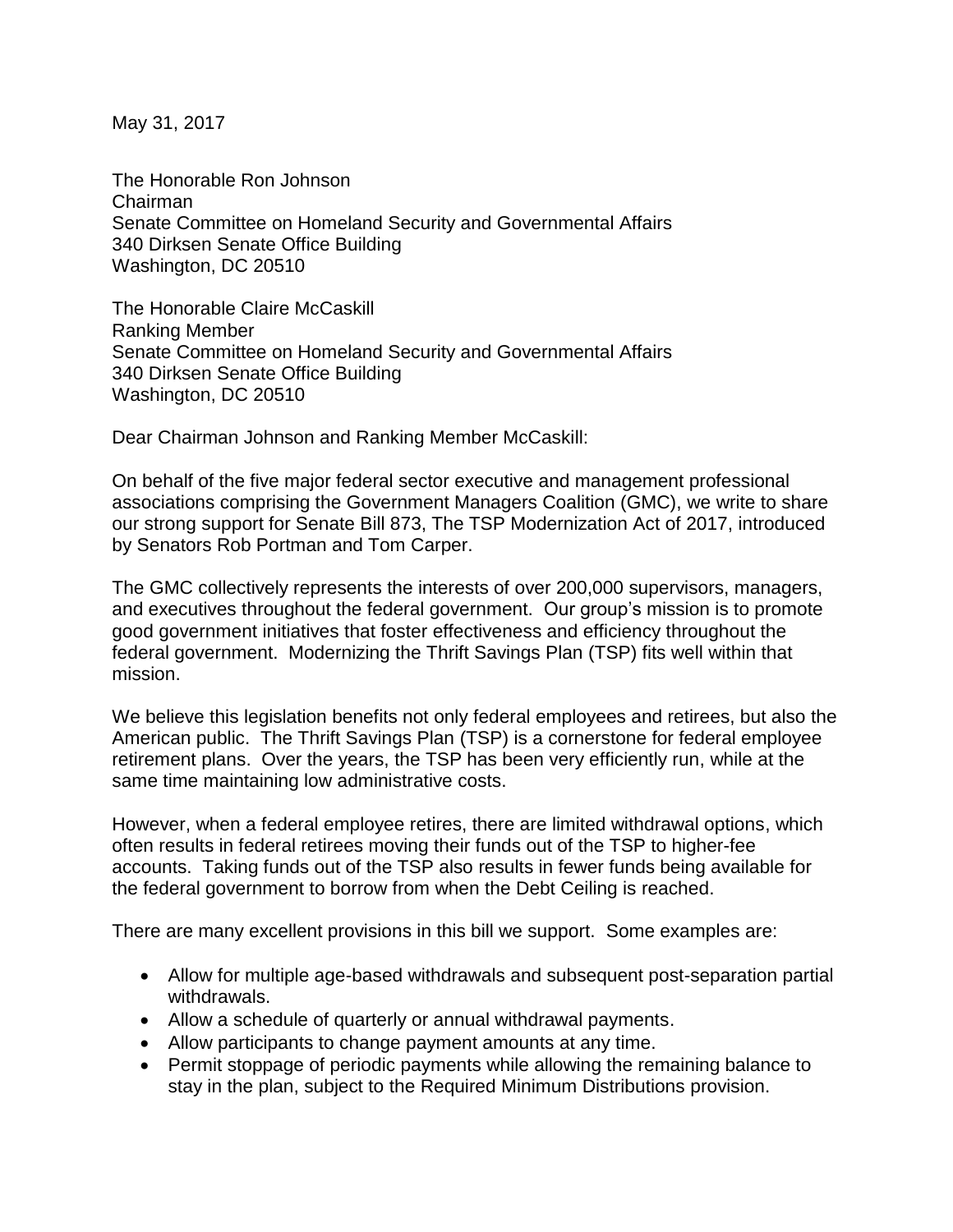May 31, 2017

The Honorable Ron Johnson
Chairman
Senate Committee on Homeland Security and Governmental Affairs
340 Dirksen Senate Office Building
Washington, DC 20510

The Honorable Claire McCaskill
Ranking Member
Senate Committee on Homeland Security and Governmental Affairs
340 Dirksen Senate Office Building
Washington, DC 20510

Dear Chairman Johnson and Ranking Member McCaskill:

On behalf of the five major federal sector executive and management professional associations comprising the Government Managers Coalition (GMC), we write to share our strong support for Senate Bill 873, The TSP Modernization Act of 2017, introduced by Senators Rob Portman and Tom Carper.

The GMC collectively represents the interests of over 200,000 supervisors, managers, and executives throughout the federal government. Our group's mission is to promote good government initiatives that foster effectiveness and efficiency throughout the federal government. Modernizing the Thrift Savings Plan (TSP) fits well within that mission.

We believe this legislation benefits not only federal employees and retirees, but also the American public. The Thrift Savings Plan (TSP) is a cornerstone for federal employee retirement plans. Over the years, the TSP has been very efficiently run, while at the same time maintaining low administrative costs.

However, when a federal employee retires, there are limited withdrawal options, which often results in federal retirees moving their funds out of the TSP to higher-fee accounts. Taking funds out of the TSP also results in fewer funds being available for the federal government to borrow from when the Debt Ceiling is reached.

There are many excellent provisions in this bill we support. Some examples are:

- Allow for multiple age-based withdrawals and subsequent post-separation partial withdrawals.
- Allow a schedule of quarterly or annual withdrawal payments.
- Allow participants to change payment amounts at any time.
- Permit stoppage of periodic payments while allowing the remaining balance to stay in the plan, subject to the Required Minimum Distributions provision.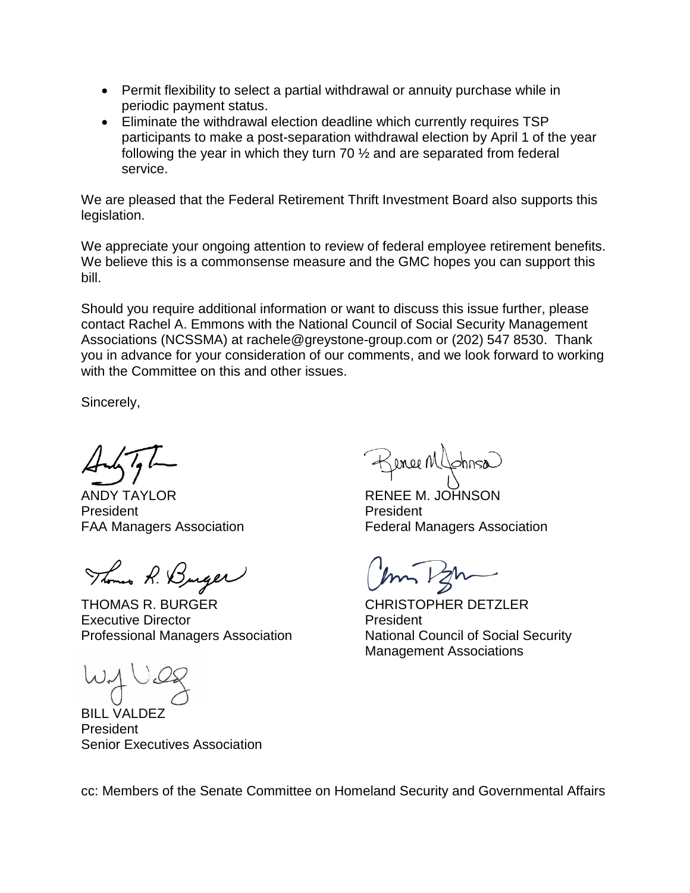- Permit flexibility to select a partial withdrawal or annuity purchase while in periodic payment status.
- Eliminate the withdrawal election deadline which currently requires TSP participants to make a post-separation withdrawal election by April 1 of the year following the year in which they turn 70 ½ and are separated from federal service.

We are pleased that the Federal Retirement Thrift Investment Board also supports this legislation.

We appreciate your ongoing attention to review of federal employee retirement benefits. We believe this is a commonsense measure and the GMC hopes you can support this bill.

Should you require additional information or want to discuss this issue further, please contact Rachel A. Emmons with the National Council of Social Security Management Associations (NCSSMA) at rachele@greystone-group.com or (202) 547 8530. Thank you in advance for your consideration of our comments, and we look forward to working with the Committee on this and other issues.

Sincerely,

ANDY TAYLOR
President
FAA Managers Association

RENEE M. JOHNSON
President
Federal Managers Association

THOMAS R. BURGER
Executive Director
Professional Managers Association

CHRISTOPHER DETZLER
President
National Council of Social Security Management Associations

BILL VALDEZ
President
Senior Executives Association

cc: Members of the Senate Committee on Homeland Security and Governmental Affairs